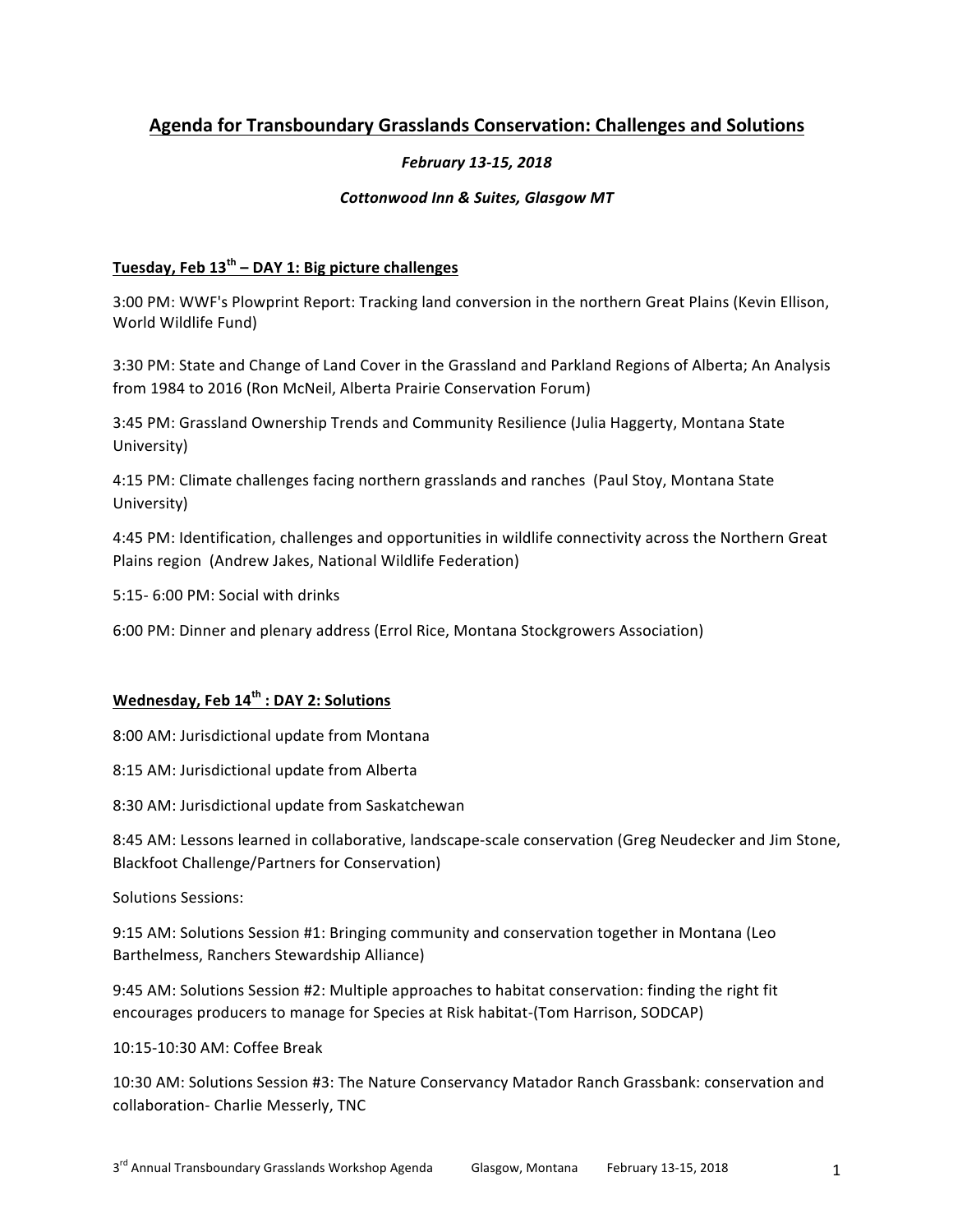# Agenda for Transboundary Grasslands Conservation: Challenges and Solutions

***February 13-15, 2018***

***Cottonwood Inn & Suites, Glasgow MT***

## Tuesday, Feb 13th – DAY 1: Big picture challenges

3:00 PM: WWF's Plowprint Report: Tracking land conversion in the northern Great Plains (Kevin Ellison, World Wildlife Fund)

3:30 PM: State and Change of Land Cover in the Grassland and Parkland Regions of Alberta; An Analysis from 1984 to 2016 (Ron McNeil, Alberta Prairie Conservation Forum)

3:45 PM: Grassland Ownership Trends and Community Resilience (Julia Haggerty, Montana State University)

4:15 PM: Climate challenges facing northern grasslands and ranches (Paul Stoy, Montana State University)

4:45 PM: Identification, challenges and opportunities in wildlife connectivity across the Northern Great Plains region (Andrew Jakes, National Wildlife Federation)

5:15- 6:00 PM: Social with drinks

6:00 PM: Dinner and plenary address (Errol Rice, Montana Stockgrowers Association)

## Wednesday, Feb 14th : DAY 2: Solutions

8:00 AM: Jurisdictional update from Montana

8:15 AM: Jurisdictional update from Alberta

8:30 AM: Jurisdictional update from Saskatchewan

8:45 AM: Lessons learned in collaborative, landscape-scale conservation (Greg Neudecker and Jim Stone, Blackfoot Challenge/Partners for Conservation)

Solutions Sessions:

9:15 AM: Solutions Session #1: Bringing community and conservation together in Montana (Leo Barthelmess, Ranchers Stewardship Alliance)

9:45 AM: Solutions Session #2: Multiple approaches to habitat conservation: finding the right fit encourages producers to manage for Species at Risk habitat-(Tom Harrison, SODCAP)

10:15-10:30 AM: Coffee Break

10:30 AM: Solutions Session #3: The Nature Conservancy Matador Ranch Grassbank: conservation and collaboration- Charlie Messerly, TNC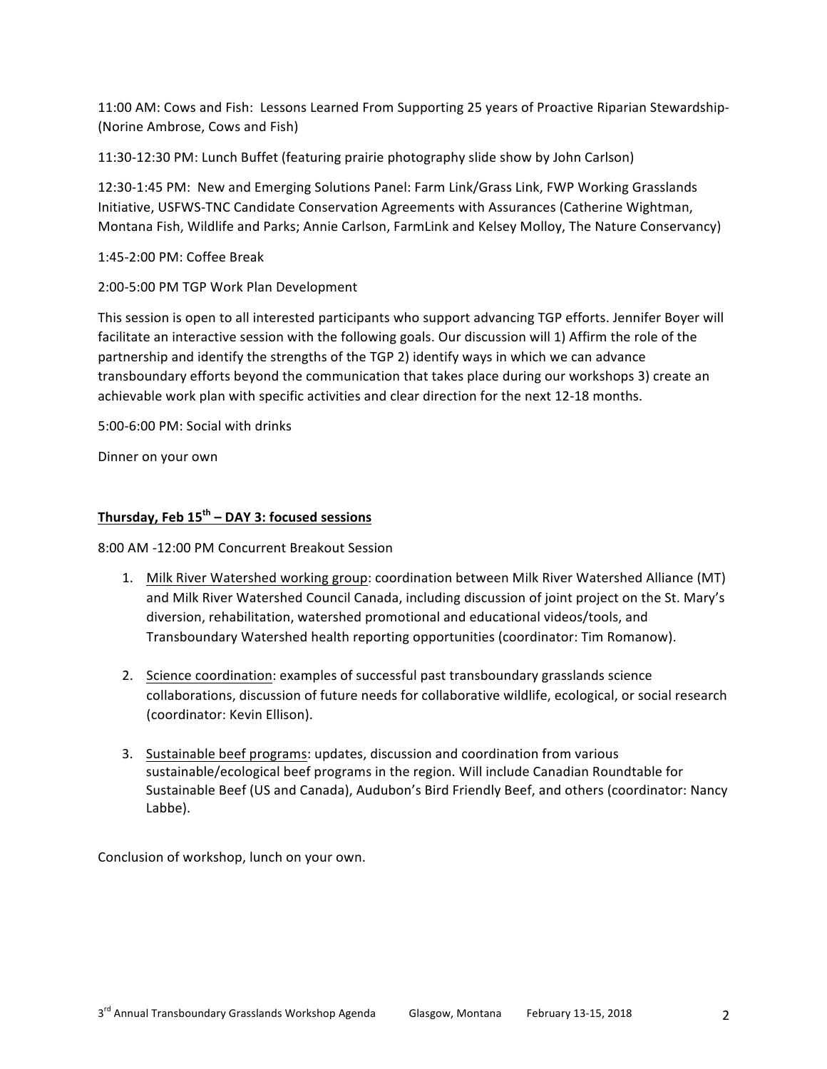11:00 AM: Cows and Fish: Lessons Learned From Supporting 25 years of Proactive Riparian Stewardship- (Norine Ambrose, Cows and Fish)

11:30-12:30 PM: Lunch Buffet (featuring prairie photography slide show by John Carlson)

12:30-1:45 PM: New and Emerging Solutions Panel: Farm Link/Grass Link, FWP Working Grasslands Initiative, USFWS-TNC Candidate Conservation Agreements with Assurances (Catherine Wightman, Montana Fish, Wildlife and Parks; Annie Carlson, FarmLink and Kelsey Molloy, The Nature Conservancy)

1:45-2:00 PM: Coffee Break

2:00-5:00 PM TGP Work Plan Development

This session is open to all interested participants who support advancing TGP efforts. Jennifer Boyer will facilitate an interactive session with the following goals. Our discussion will 1) Affirm the role of the partnership and identify the strengths of the TGP 2) identify ways in which we can advance transboundary efforts beyond the communication that takes place during our workshops 3) create an achievable work plan with specific activities and clear direction for the next 12-18 months.

5:00-6:00 PM: Social with drinks

Dinner on your own

**<u>Thursday, Feb 15th – DAY 3: focused sessions</u>**

8:00 AM -12:00 PM Concurrent Breakout Session

1. <u>Milk River Watershed working group</u>: coordination between Milk River Watershed Alliance (MT) and Milk River Watershed Council Canada, including discussion of joint project on the St. Mary's diversion, rehabilitation, watershed promotional and educational videos/tools, and Transboundary Watershed health reporting opportunities (coordinator: Tim Romanow).

2. <u>Science coordination</u>: examples of successful past transboundary grasslands science collaborations, discussion of future needs for collaborative wildlife, ecological, or social research (coordinator: Kevin Ellison).

3. <u>Sustainable beef programs</u>: updates, discussion and coordination from various sustainable/ecological beef programs in the region. Will include Canadian Roundtable for Sustainable Beef (US and Canada), Audubon's Bird Friendly Beef, and others (coordinator: Nancy Labbe).

Conclusion of workshop, lunch on your own.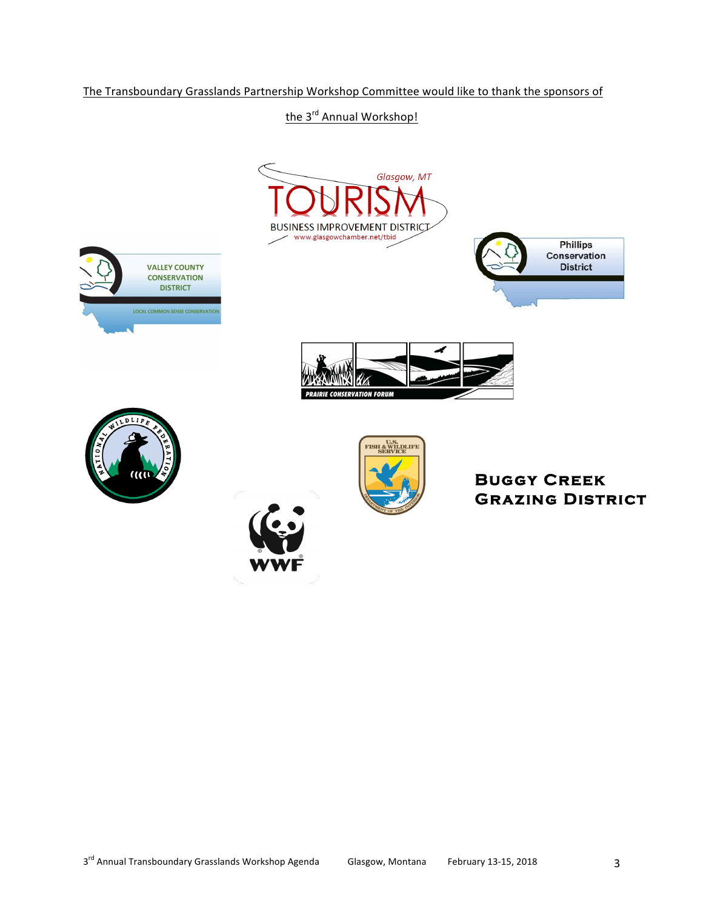The Transboundary Grasslands Partnership Workshop Committee would like to thank the sponsors of the 3rd Annual Workshop!

Glasgow, MT

TOURISM

BUSINESS IMPROVEMENT DISTRICT

www.glasgowchamber.net/tbid

VALLEY COUNTY CONSERVATION DISTRICT

LOCAL COMMON SENSE CONSERVATION

Phillips Conservation District

PRAIRIE CONSERVATION FORUM

NATIONAL WILDLIFE FEDERATION

U.S. FISH & WILDLIFE SERVICE

DEPARTMENT OF THE INTERIOR

BUGGY CREEK GRAZING DISTRICT

WWF